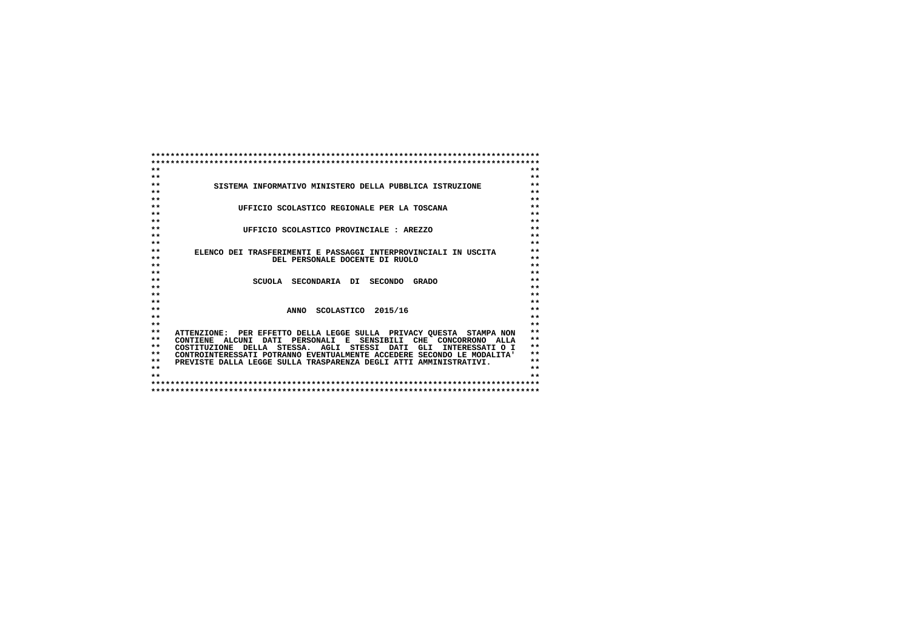SISTEMA INFORMATIVO MINISTERO DELLA PUBBLICA ISTRUZIONE

UFFICIO SCOLASTICO REGIONALE PER LA TOSCANA

UFFICIO SCOLASTICO PROVINCIALE : AREZZO

ELENCO DEI TRASFERIMENTI E PASSAGGI INTERPROVINCIALI IN USCITA
DEL PERSONALE DOCENTE DI RUOLO

SCUOLA SECONDARIA DI SECONDO GRADO

ANNO SCOLASTICO 2015/16

ATTENZIONE: PER EFFETTO DELLA LEGGE SULLA PRIVACY QUESTA STAMPA NON CONTIENE ALCUNI DATI PERSONALI E SENSIBILI CHE CONCORRONO ALLA COSTITUZIONE DELLA STESSA. AGLI STESSI DATI GLI INTERESSATI O I CONTROINTERESSATI POTRANNO EVENTUALMENTE ACCEDERE SECONDO LE MODALITA' PREVISTE DALLA LEGGE SULLA TRASPARENZA DEGLI ATTI AMMINISTRATIVI.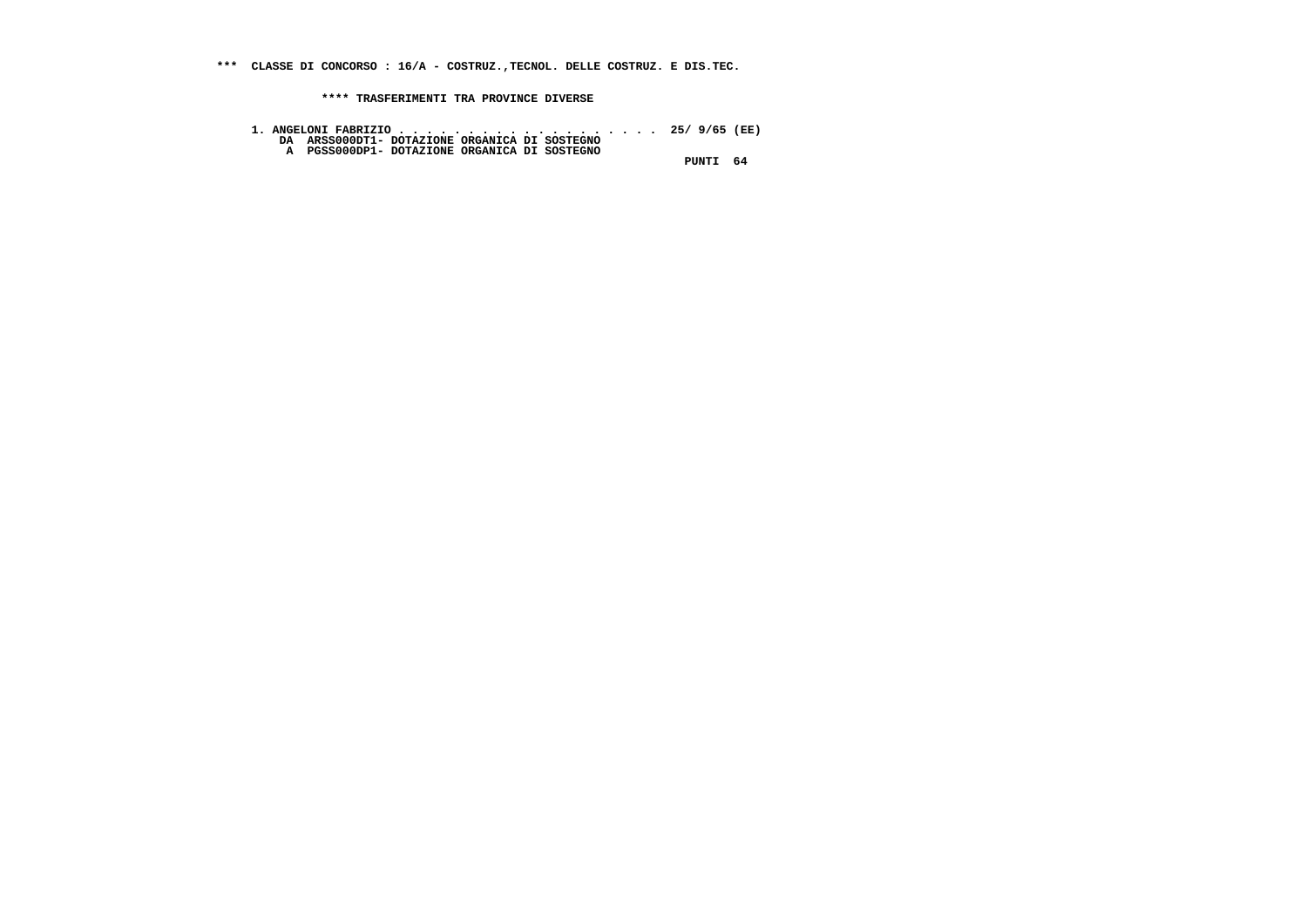**\*\*\* CLASSE DI CONCORSO : 16/A - COSTRUZ.,TECNOL. DELLE COSTRUZ. E DIS.TEC.**

**\*\*\*\* TRASFERIMENTI TRA PROVINCE DIVERSE**

**1. ANGELONI FABRIZIO . . . . . . . . . . . . . . . . . . . 25/ 9/65 (EE)**
**DA ARSS000DT1- DOTAZIONE ORGANICA DI SOSTEGNO**
**A PGSS000DP1- DOTAZIONE ORGANICA DI SOSTEGNO**
**PUNTI 64**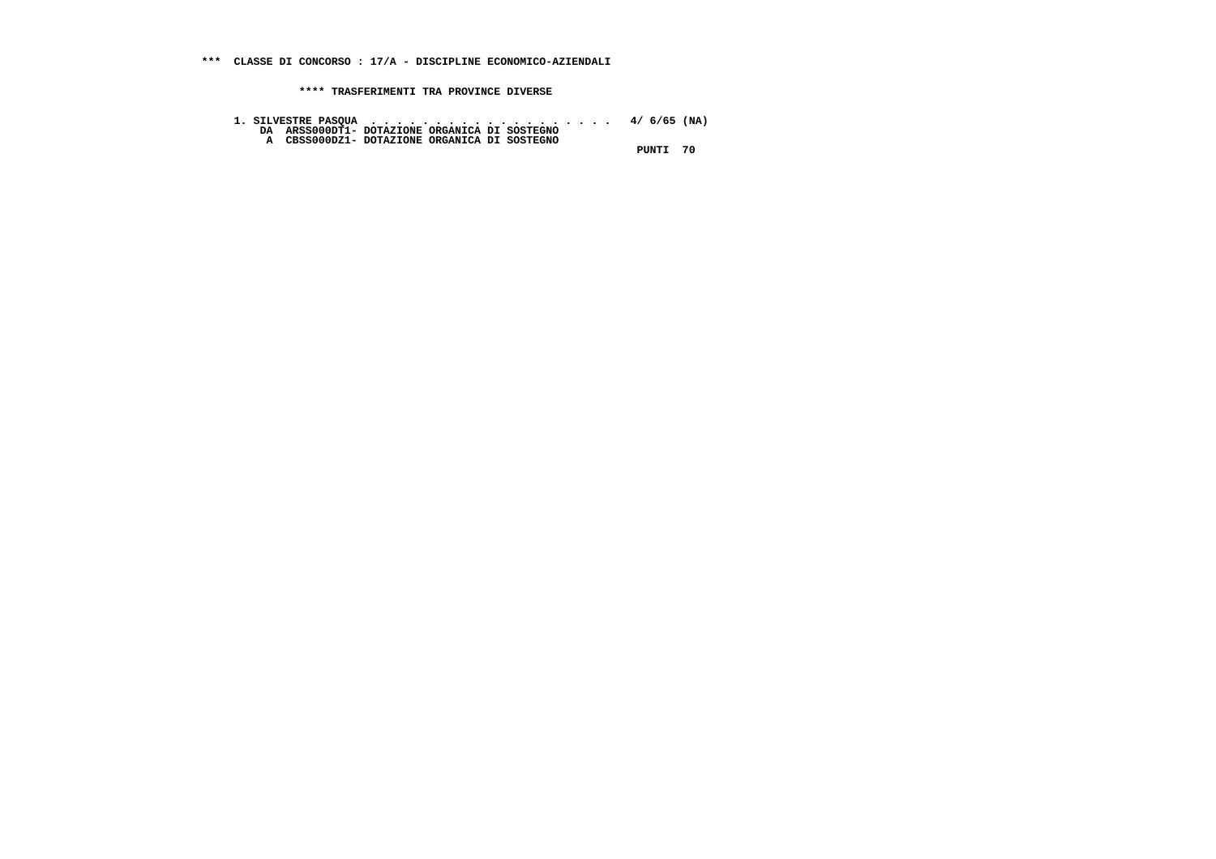**\*\*\* CLASSE DI CONCORSO : 17/A - DISCIPLINE ECONOMICO-AZIENDALI**

**\*\*\*\* TRASFERIMENTI TRA PROVINCE DIVERSE**

```
1. SILVESTRE PASQUA  . . . . . . . . . . . . . . . . . . . .  4/ 6/65 (NA)
    DA  ARSS000DT1- DOTAZIONE ORGANICA DI SOSTEGNO
     A  CBSS000DZ1- DOTAZIONE ORGANICA DI SOSTEGNO
                                                              PUNTI  70
```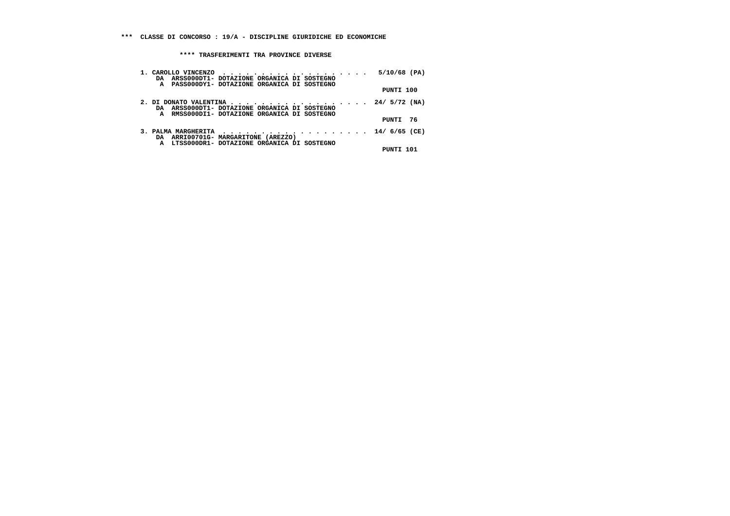\*\*\* CLASSE DI CONCORSO : 19/A - DISCIPLINE GIURIDICHE ED ECONOMICHE

\*\*\*\* TRASFERIMENTI TRA PROVINCE DIVERSE

1. CAROLLO VINCENZO . . . . . . . . . . . . . . . . . . . . 5/10/68 (PA)
   DA ARSS000DT1- DOTAZIONE ORGANICA DI SOSTEGNO
   A PASS000DY1- DOTAZIONE ORGANICA DI SOSTEGNO
   PUNTI 100

2. DI DONATO VALENTINA . . . . . . . . . . . . . . . . . . . 24/ 5/72 (NA)
   DA ARSS000DT1- DOTAZIONE ORGANICA DI SOSTEGNO
   A RMSS000DI1- DOTAZIONE ORGANICA DI SOSTEGNO
   PUNTI 76

3. PALMA MARGHERITA . . . . . . . . . . . . . . . . . . . 14/ 6/65 (CE)
   DA ARRI00701G- MARGARITONE (AREZZO)
   A LTSS000DR1- DOTAZIONE ORGANICA DI SOSTEGNO
   PUNTI 101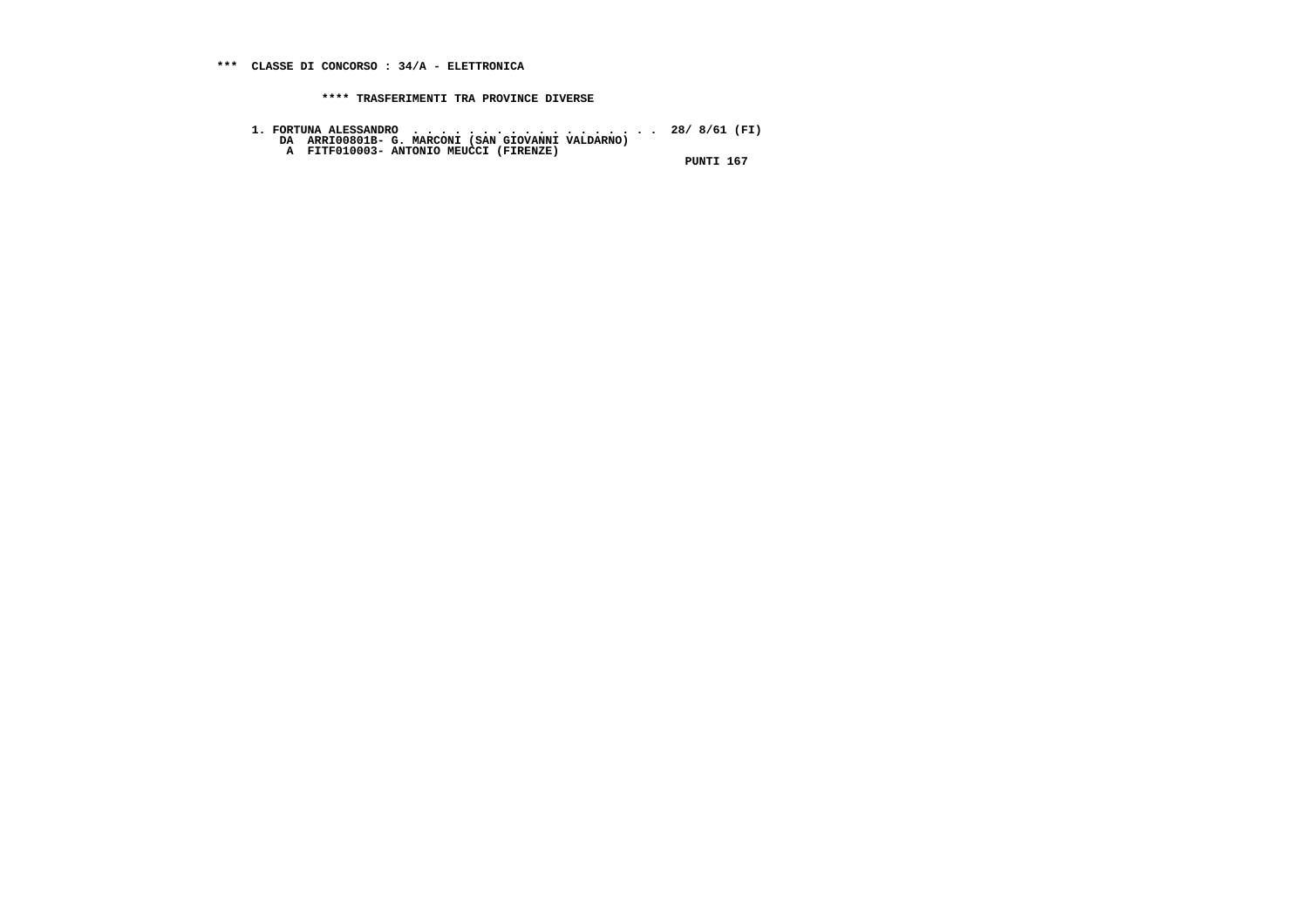**\*\*\* CLASSE DI CONCORSO : 34/A - ELETTRONICA**

**\*\*\*\* TRASFERIMENTI TRA PROVINCE DIVERSE**

```
1. FORTUNA ALESSANDRO  . . . . . . . . . . . . . . . . . .  28/ 8/61 (FI)
    DA  ARRI00801B- G. MARCONI (SAN GIOVANNI VALDARNO)
     A  FITF010003- ANTONIO MEUCCI (FIRENZE)
                                                           PUNTI 167
```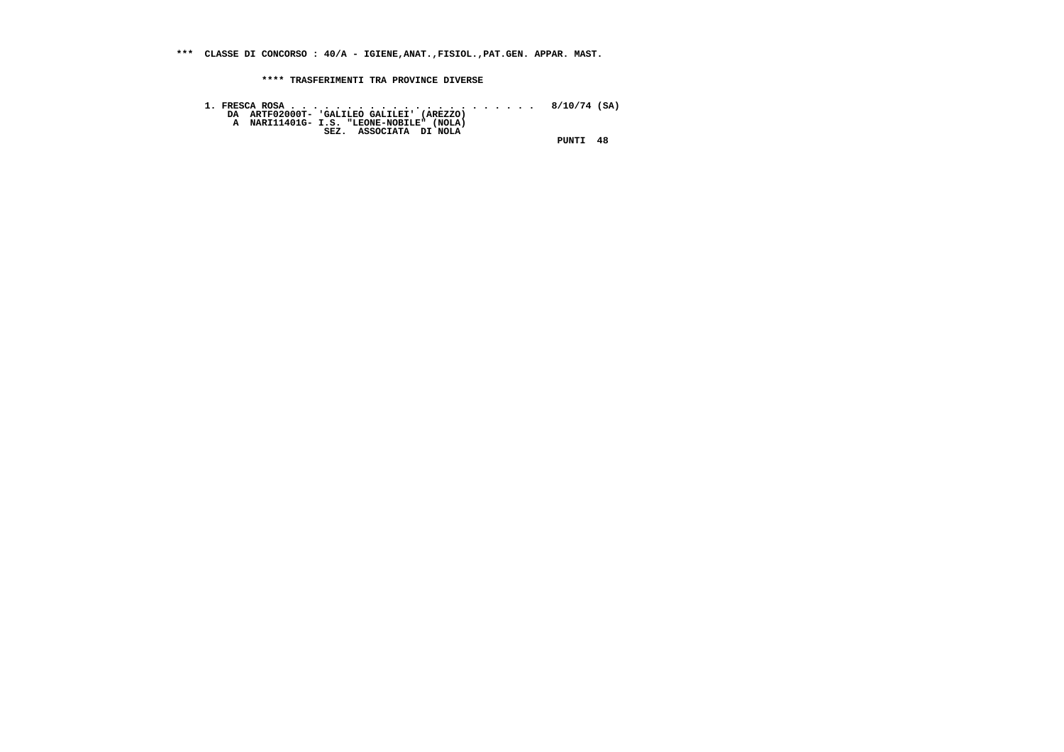**\*\*\* CLASSE DI CONCORSO : 40/A - IGIENE,ANAT.,FISIOL.,PAT.GEN. APPAR. MAST.**

**\*\*\*\* TRASFERIMENTI TRA PROVINCE DIVERSE**

```
1. FRESCA ROSA . . . . . . . . . . . . . . . . . . . . . . . .  8/10/74 (SA)
    DA  ARTF02000T- 'GALILEO GALILEI' (AREZZO)
     A  NARI11401G- I.S. "LEONE-NOBILE" (NOLA)
                    SEZ.  ASSOCIATA  DI NOLA
                                                              PUNTI  48
```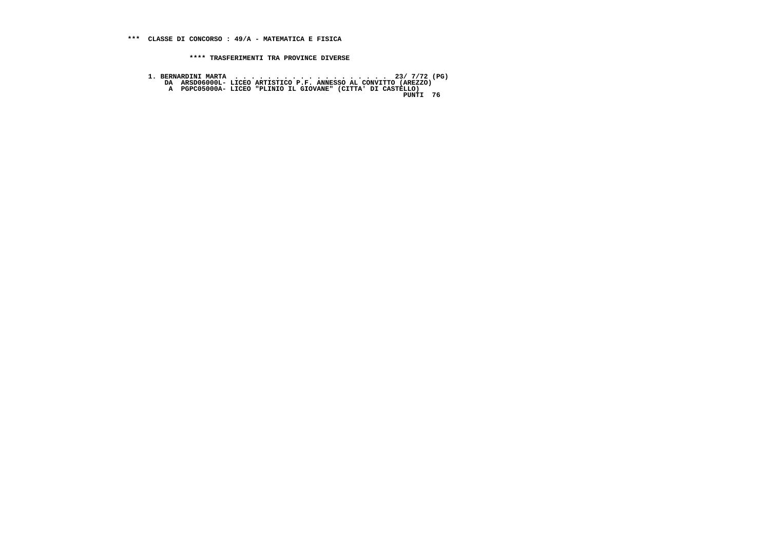**\*\*\*  CLASSE DI CONCORSO : 49/A - MATEMATICA E FISICA**

**\*\*\*\* TRASFERIMENTI TRA PROVINCE DIVERSE**

```
 1. BERNARDINI MARTA  . . . . . . . . . . . . . . . . . . . .  23/ 7/72 (PG)
     DA  ARSD06000L- LICEO ARTISTICO P.F. ANNESSO AL CONVITTO (AREZZO)
      A  PGPC05000A- LICEO "PLINIO IL GIOVANE" (CITTA' DI CASTELLO)
                                                               PUNTI  76
```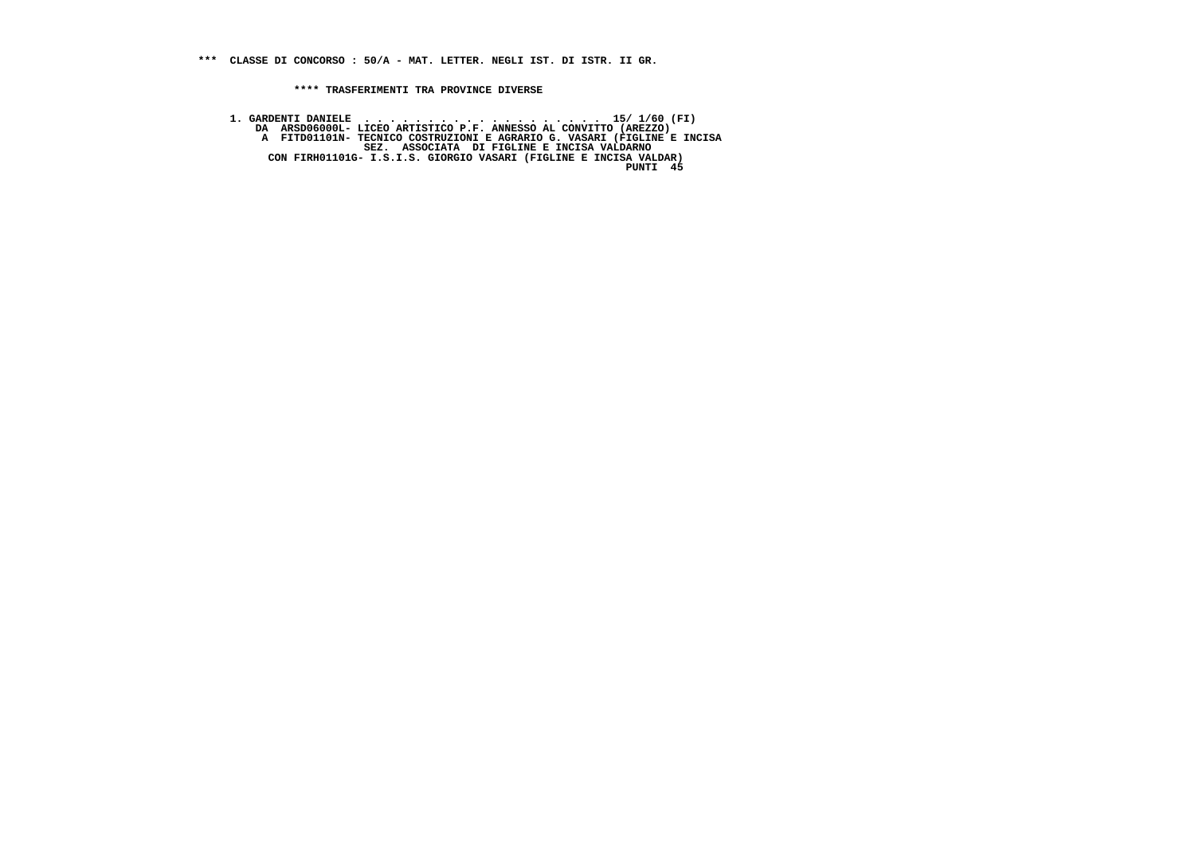**\*\*\* CLASSE DI CONCORSO : 50/A - MAT. LETTER. NEGLI IST. DI ISTR. II GR.**

**\*\*\*\* TRASFERIMENTI TRA PROVINCE DIVERSE**

```
1. GARDENTI DANIELE  . . . . . . . . . . . . . . . . . . . .  15/ 1/60 (FI)
    DA  ARSD06000L- LICEO ARTISTICO P.F. ANNESSO AL CONVITTO (AREZZO)
     A  FITD01101N- TECNICO COSTRUZIONI E AGRARIO G. VASARI (FIGLINE E INCISA
                  SEZ.  ASSOCIATA  DI FIGLINE E INCISA VALDARNO
      CON FIRH01101G- I.S.I.S. GIORGIO VASARI (FIGLINE E INCISA VALDAR)
                                                                   PUNTI  45
```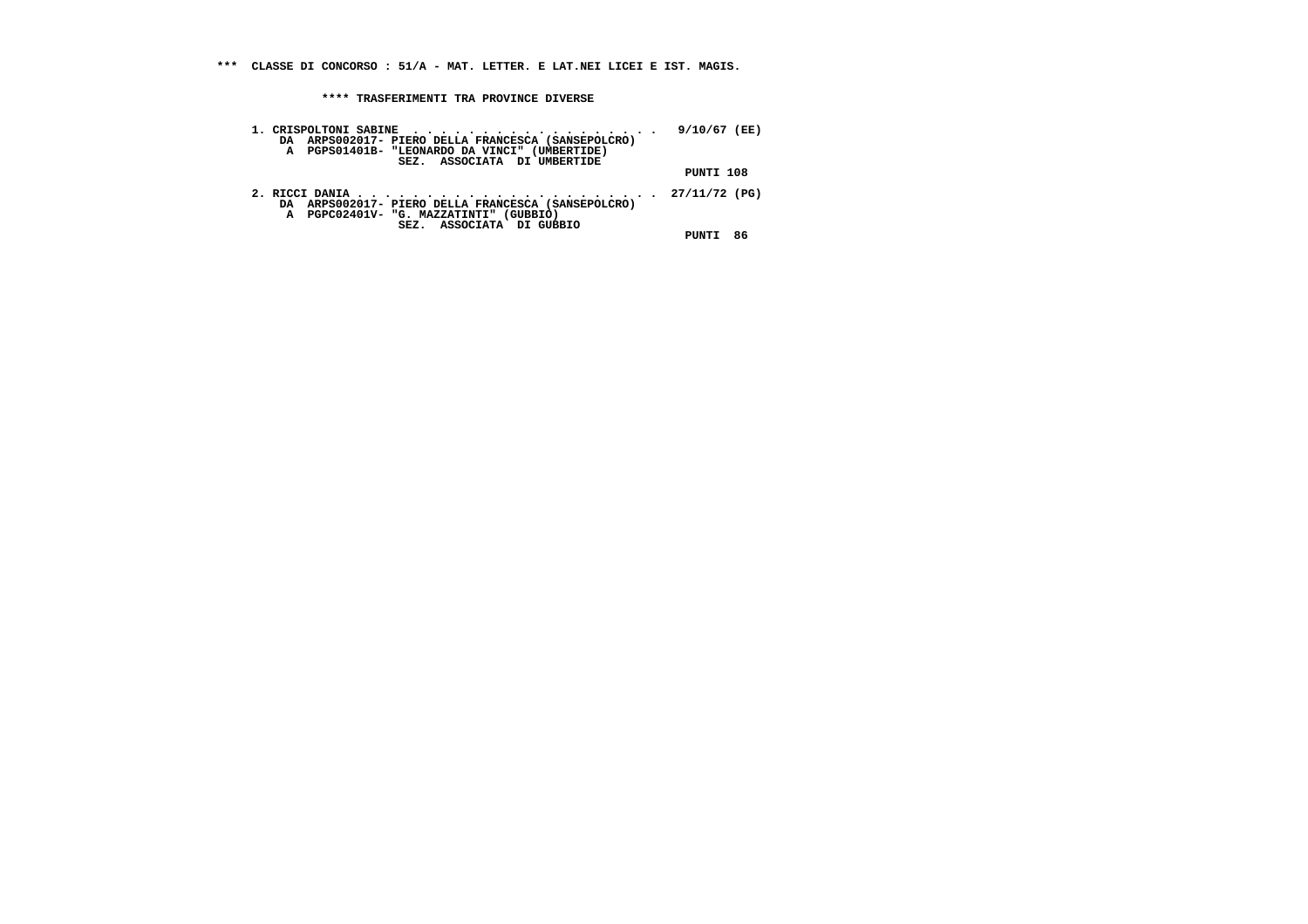**\*\*\* CLASSE DI CONCORSO : 51/A - MAT. LETTER. E LAT.NEI LICEI E IST. MAGIS.**

**\*\*\*\* TRASFERIMENTI TRA PROVINCE DIVERSE**

**1. CRISPOLTONI SABINE . . . . . . . . . . . . . . . . . . . . 9/10/67 (EE)**
**DA ARPS002017- PIERO DELLA FRANCESCA (SANSEPOLCRO)**
**A PGPS01401B- "LEONARDO DA VINCI" (UMBERTIDE)**
**SEZ. ASSOCIATA DI UMBERTIDE**
**PUNTI 108**

**2. RICCI DANIA . . . . . . . . . . . . . . . . . . . . . . . 27/11/72 (PG)**
**DA ARPS002017- PIERO DELLA FRANCESCA (SANSEPOLCRO)**
**A PGPC02401V- "G. MAZZATINTI" (GUBBIO)**
**SEZ. ASSOCIATA DI GUBBIO**
**PUNTI 86**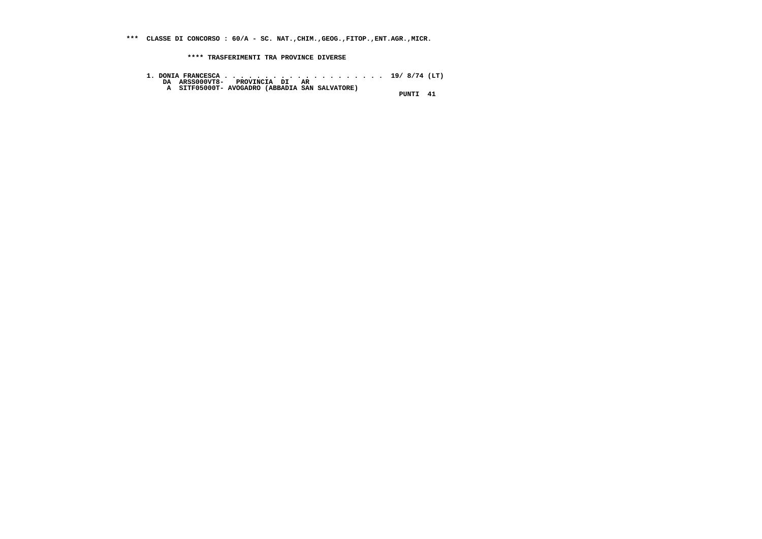**\*\*\*  CLASSE DI CONCORSO : 60/A - SC. NAT.,CHIM.,GEOG.,FITOP.,ENT.AGR.,MICR.**

**\*\*\*\* TRASFERIMENTI TRA PROVINCE DIVERSE**

```
1. DONIA FRANCESCA . . . . . . . . . . . . . . . . . . . . .  19/ 8/74 (LT)
    DA  ARSS000VT8-   PROVINCIA  DI   AR
     A  SITF05000T- AVOGADRO (ABBADIA SAN SALVATORE)
                                                            PUNTI  41
```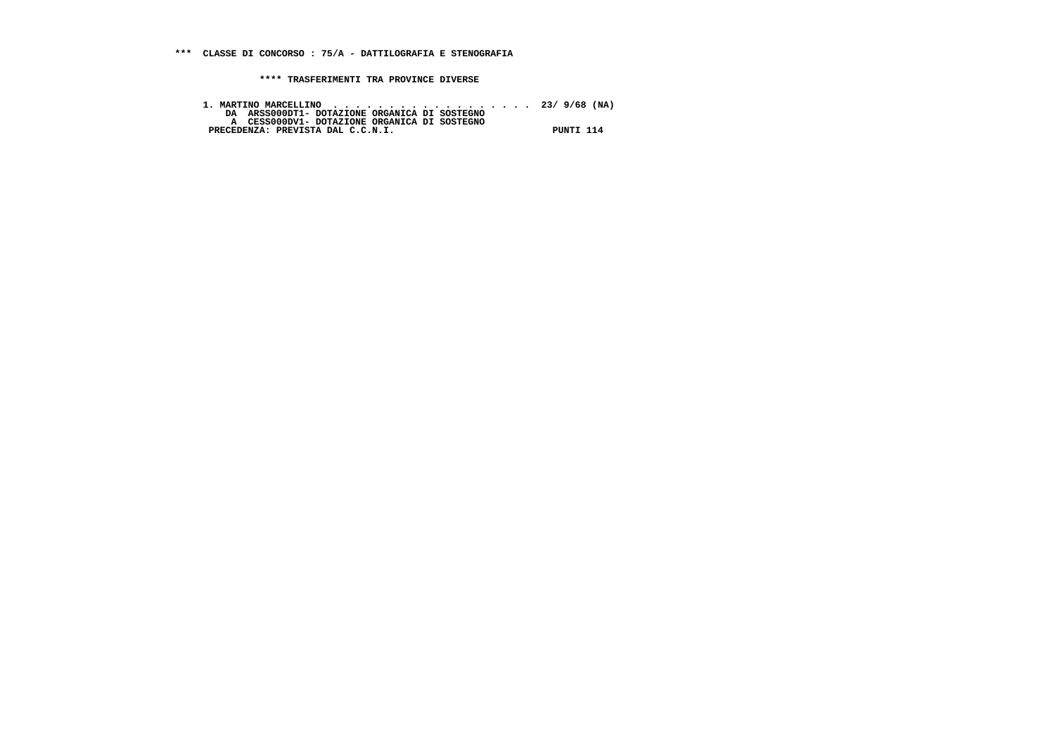**\*\*\* CLASSE DI CONCORSO : 75/A - DATTILOGRAFIA E STENOGRAFIA**

**\*\*\*\* TRASFERIMENTI TRA PROVINCE DIVERSE**

```
1. MARTINO MARCELLINO  . . . . . . . . . . . . . . . . . .  23/ 9/68 (NA)
    DA  ARSS000DT1- DOTAZIONE ORGANICA DI SOSTEGNO
     A  CESS000DV1- DOTAZIONE ORGANICA DI SOSTEGNO
 PRECEDENZA: PREVISTA DAL C.C.N.I.                          PUNTI 114
```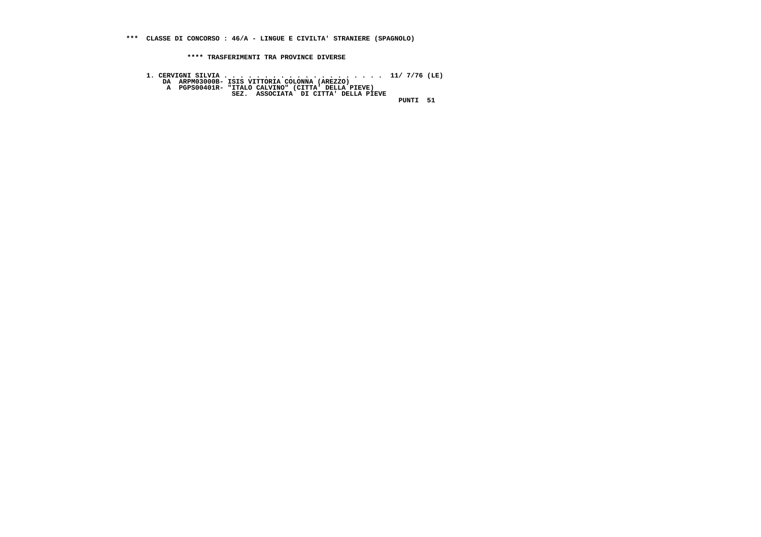**\*\*\*  CLASSE DI CONCORSO : 46/A - LINGUE E CIVILTA' STRANIERE (SPAGNOLO)**

**\*\*\*\* TRASFERIMENTI TRA PROVINCE DIVERSE**

**1. CERVIGNI SILVIA . . . . . . . . . . . . . . . . . . . . .  11/ 7/76 (LE)**
**DA  ARPM03000B- ISIS VITTORIA COLONNA (AREZZO)**
**A  PGPS00401R- "ITALO CALVINO" (CITTA' DELLA PIEVE)**
**SEZ.  ASSOCIATA  DI CITTA' DELLA PIEVE**
**PUNTI  51**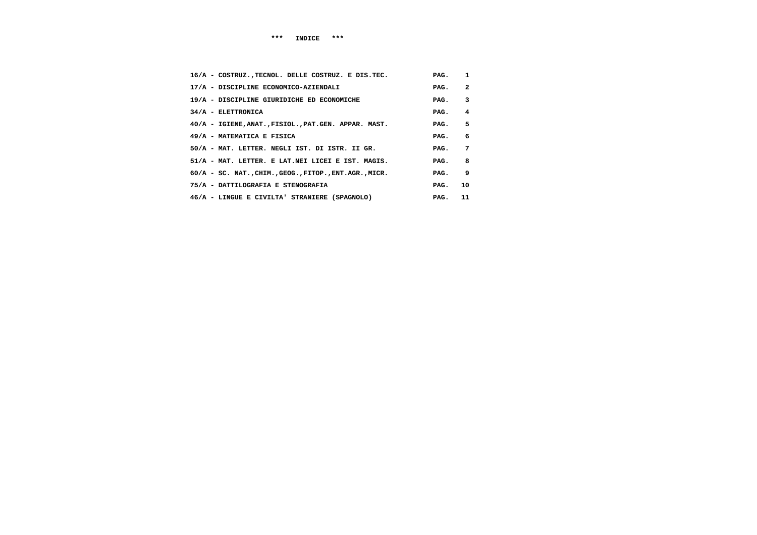# *** INDICE ***

| | | |
|---|---|---|
| 16/A - COSTRUZ.,TECNOL. DELLE COSTRUZ. E DIS.TEC. | PAG. | 1 |
| 17/A - DISCIPLINE ECONOMICO-AZIENDALI | PAG. | 2 |
| 19/A - DISCIPLINE GIURIDICHE ED ECONOMICHE | PAG. | 3 |
| 34/A - ELETTRONICA | PAG. | 4 |
| 40/A - IGIENE,ANAT.,FISIOL.,PAT.GEN. APPAR. MAST. | PAG. | 5 |
| 49/A - MATEMATICA E FISICA | PAG. | 6 |
| 50/A - MAT. LETTER. NEGLI IST. DI ISTR. II GR. | PAG. | 7 |
| 51/A - MAT. LETTER. E LAT.NEI LICEI E IST. MAGIS. | PAG. | 8 |
| 60/A - SC. NAT.,CHIM.,GEOG.,FITOP.,ENT.AGR.,MICR. | PAG. | 9 |
| 75/A - DATTILOGRAFIA E STENOGRAFIA | PAG. | 10 |
| 46/A - LINGUE E CIVILTA' STRANIERE (SPAGNOLO) | PAG. | 11 |